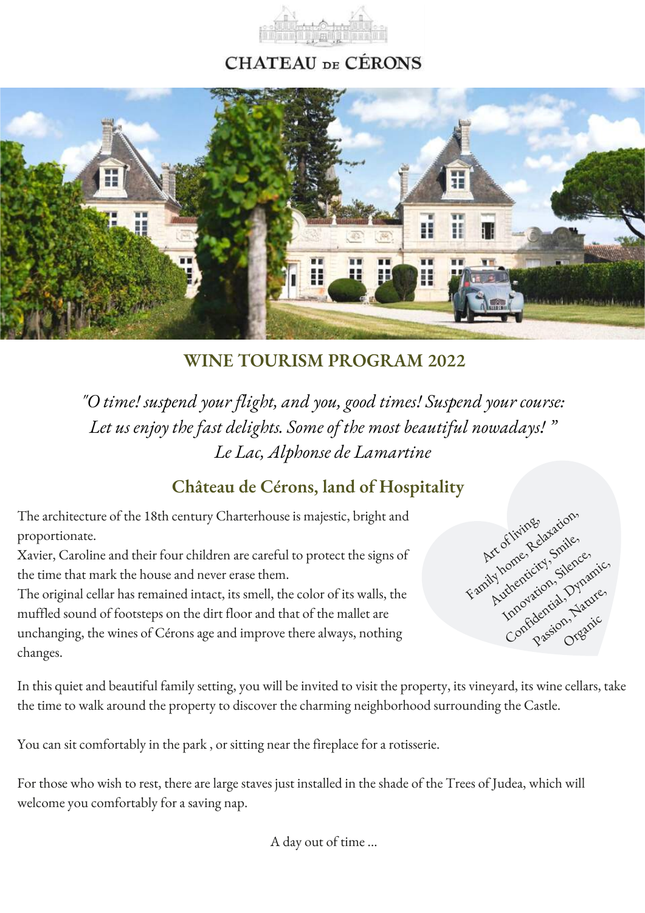# CHATEAU DE CÉRONS

## WINE TOURISM PROGRAM 2022

*"O time! suspend your flight, and you, good times! Suspend your course: Let us enjoy the fast delights. Some of the most beautiful nowadays! "*
*Le Lac, Alphonse de Lamartine*

## Château de Cérons, land of Hospitality

The architecture of the 18th century Charterhouse is majestic, bright and proportionate.
Xavier, Caroline and their four children are careful to protect the signs of the time that mark the house and never erase them.
The original cellar has remained intact, its smell, the color of its walls, the muffled sound of footsteps on the dirt floor and that of the mallet are unchanging, the wines of Cérons age and improve there always, nothing changes.

Art of living, Family home, Relaxation, Authenticity, Smile, Innovation, Silence, Confidential, Dynamic, Passion, Nature, Organic

In this quiet and beautiful family setting, you will be invited to visit the property, its vineyard, its wine cellars, take the time to walk around the property to discover the charming neighborhood surrounding the Castle.

You can sit comfortably in the park , or sitting near the fireplace for a rotisserie.

For those who wish to rest, there are large staves just installed in the shade of the Trees of Judea, which will welcome you comfortably for a saving nap.

A day out of time ...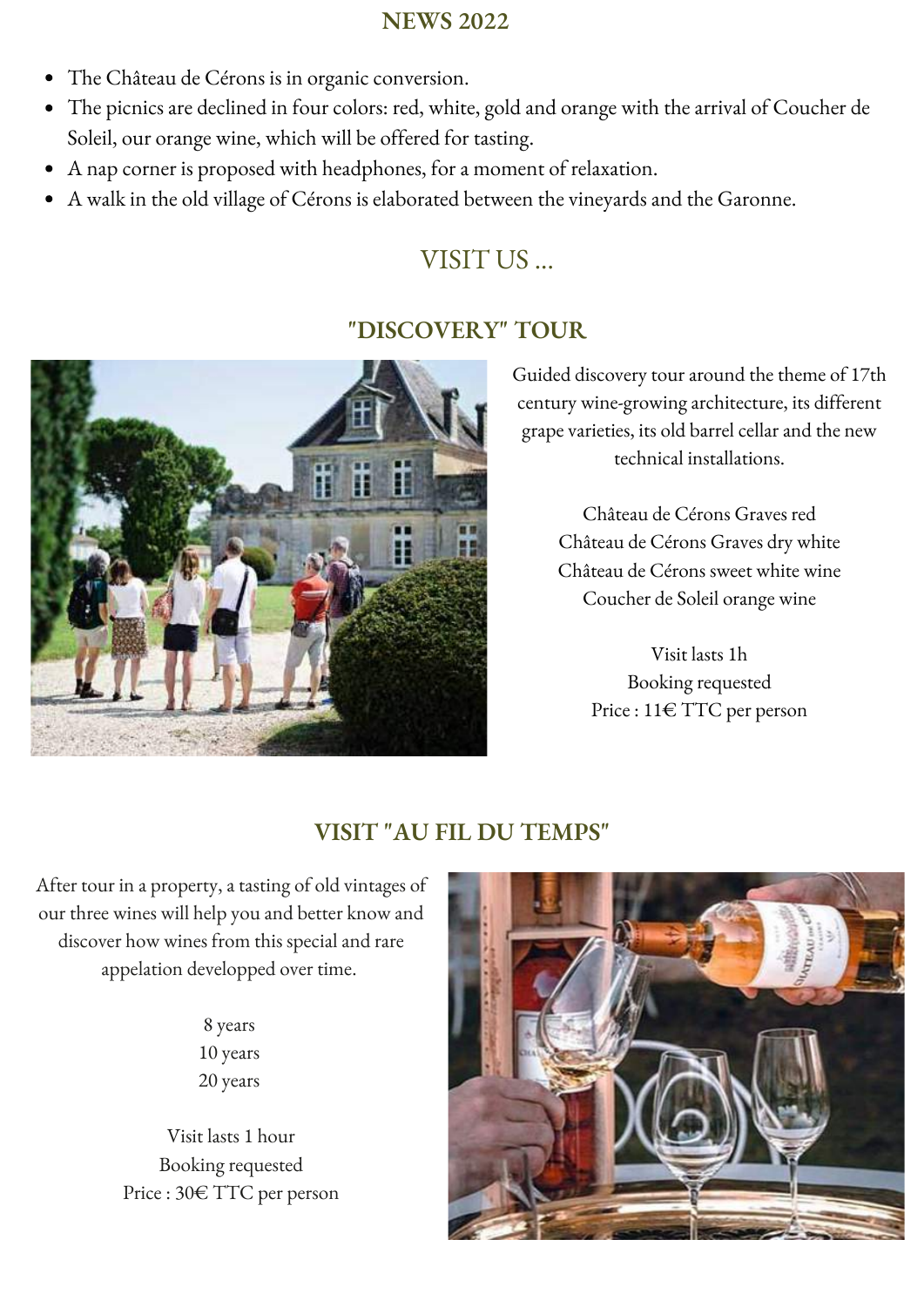## NEWS 2022

- The Château de Cérons is in organic conversion.
- The picnics are declined in four colors: red, white, gold and orange with the arrival of Coucher de Soleil, our orange wine, which will be offered for tasting.
- A nap corner is proposed with headphones, for a moment of relaxation.
- A walk in the old village of Cérons is elaborated between the vineyards and the Garonne.

# VISIT US ...

## "DISCOVERY" TOUR

Guided discovery tour around the theme of 17th century wine-growing architecture, its different grape varieties, its old barrel cellar and the new technical installations.

Château de Cérons Graves red
Château de Cérons Graves dry white
Château de Cérons sweet white wine
Coucher de Soleil orange wine

Visit lasts 1h
Booking requested
Price : 11€ TTC per person

## VISIT "AU FIL DU TEMPS"

After tour in a property, a tasting of old vintages of our three wines will help you and better know and discover how wines from this special and rare appelation developped over time.

8 years
10 years
20 years

Visit lasts 1 hour
Booking requested
Price : 30€ TTC per person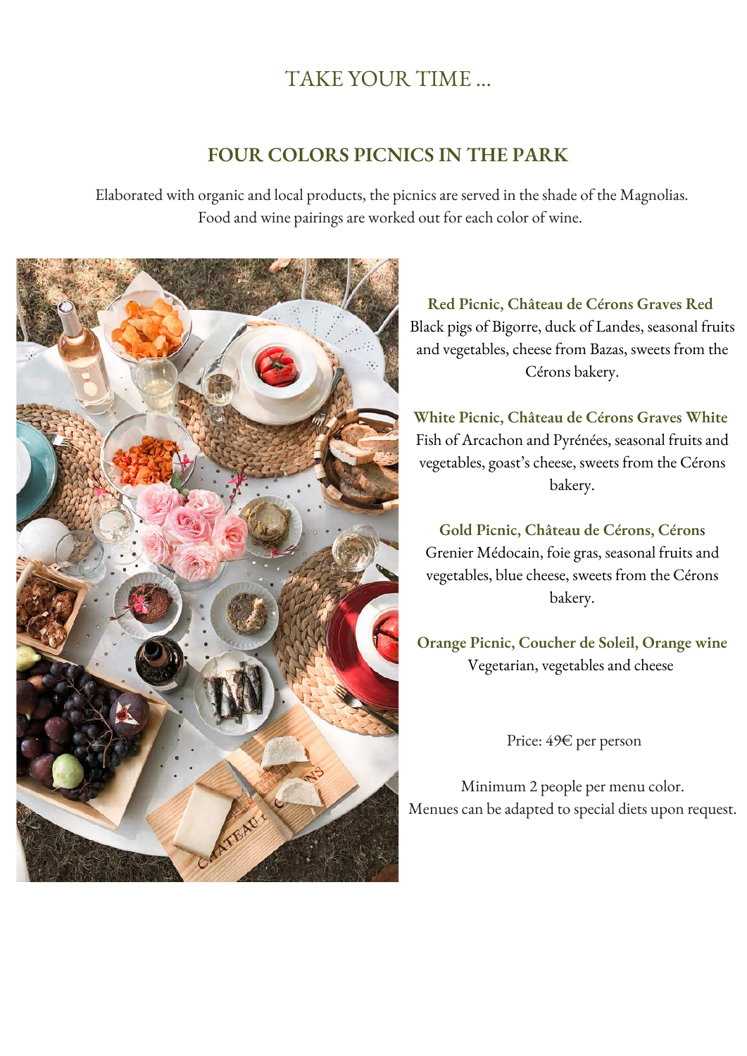# TAKE YOUR TIME ...

## FOUR COLORS PICNICS IN THE PARK

Elaborated with organic and local products, the picnics are served in the shade of the Magnolias. Food and wine pairings are worked out for each color of wine.

**Red Picnic, Château de Cérons Graves Red**
Black pigs of Bigorre, duck of Landes, seasonal fruits and vegetables, cheese from Bazas, sweets from the Cérons bakery.

**White Picnic, Château de Cérons Graves White**
Fish of Arcachon and Pyrénées, seasonal fruits and vegetables, goast's cheese, sweets from the Cérons bakery.

**Gold Picnic, Château de Cérons, Cérons**
Grenier Médocain, foie gras, seasonal fruits and vegetables, blue cheese, sweets from the Cérons bakery.

**Orange Picnic, Coucher de Soleil, Orange wine**
Vegetarian, vegetables and cheese

Price: 49€ per person

Minimum 2 people per menu color.
Menues can be adapted to special diets upon request.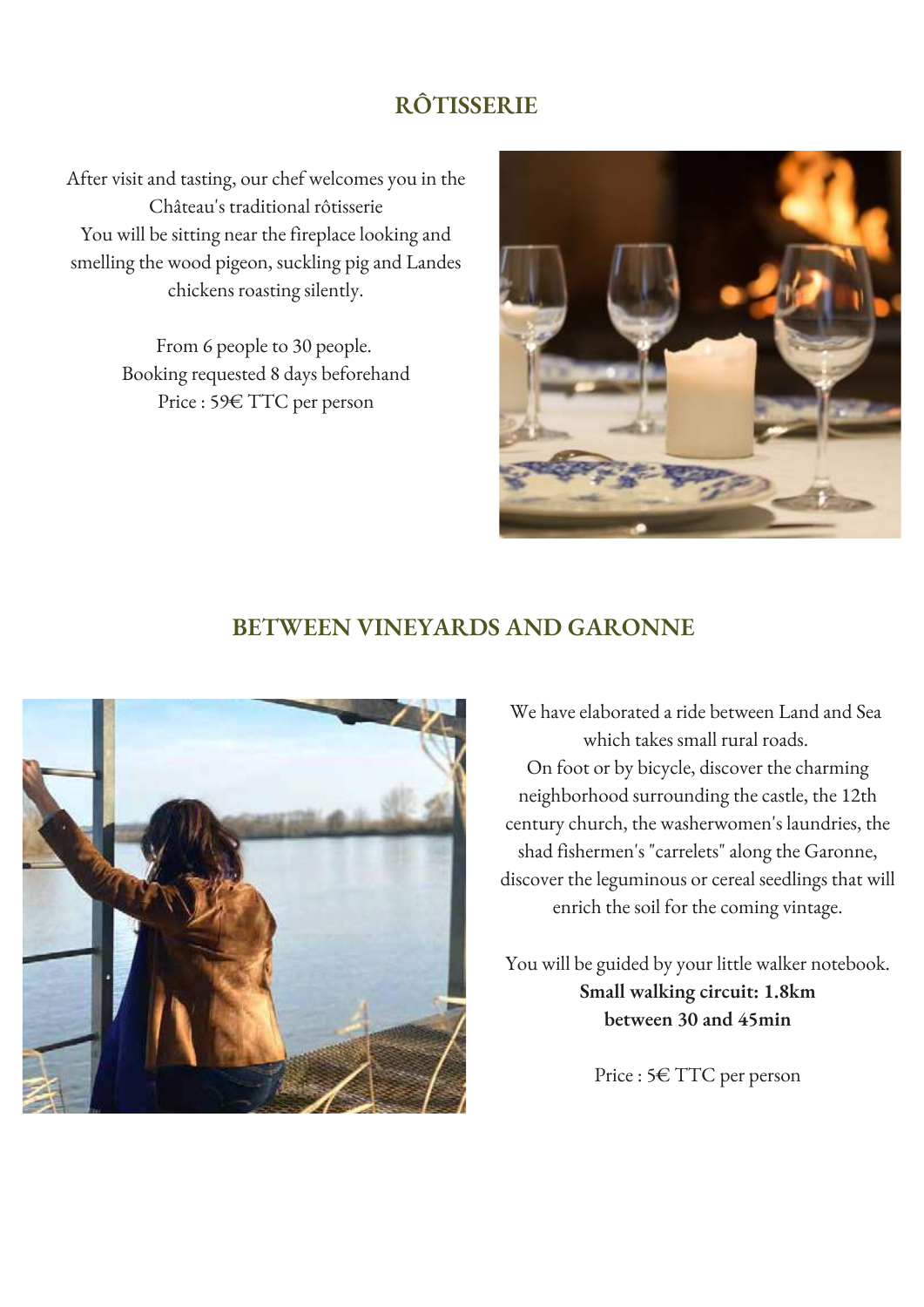## RÔTISSERIE

After visit and tasting, our chef welcomes you in the Château's traditional rôtisserie
You will be sitting near the fireplace looking and smelling the wood pigeon, suckling pig and Landes chickens roasting silently.

From 6 people to 30 people.
Booking requested 8 days beforehand
Price : 59€ TTC per person

## BETWEEN VINEYARDS AND GARONNE

We have elaborated a ride between Land and Sea which takes small rural roads.
On foot or by bicycle, discover the charming neighborhood surrounding the castle, the 12th century church, the washerwomen's laundries, the shad fishermen's "carrelets" along the Garonne, discover the leguminous or cereal seedlings that will enrich the soil for the coming vintage.

You will be guided by your little walker notebook.
**Small walking circuit: 1.8km**
**between 30 and 45min**

Price : 5€ TTC per person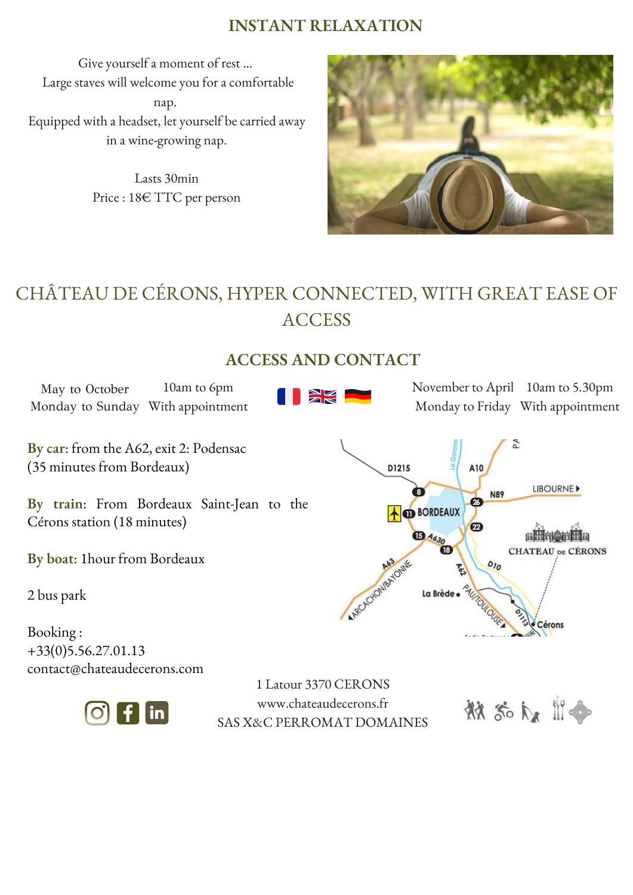## INSTANT RELAXATION

Give yourself a moment of rest ...
Large staves will welcome you for a comfortable nap.
Equipped with a headset, let yourself be carried away in a wine-growing nap.

Lasts 30min
Price : 18€ TTC per person

# CHÂTEAU DE CÉRONS, HYPER CONNECTED, WITH GREAT EASE OF ACCESS

## ACCESS AND CONTACT

May to October — Monday to Sunday — 10am to 6pm — With appointment

November to April — Monday to Friday — 10am to 5.30pm — With appointment

**By car**: from the A62, exit 2: Podensac (35 minutes from Bordeaux)

**By train**: From Bordeaux Saint-Jean to the Cérons station (18 minutes)

**By boat**: 1hour from Bordeaux

2 bus park

Booking :
+33(0)5.56.27.01.13
contact@chateaudecerons.com

1 Latour 3370 CERONS
www.chateaudecerons.fr
SAS X&C PERROMAT DOMAINES